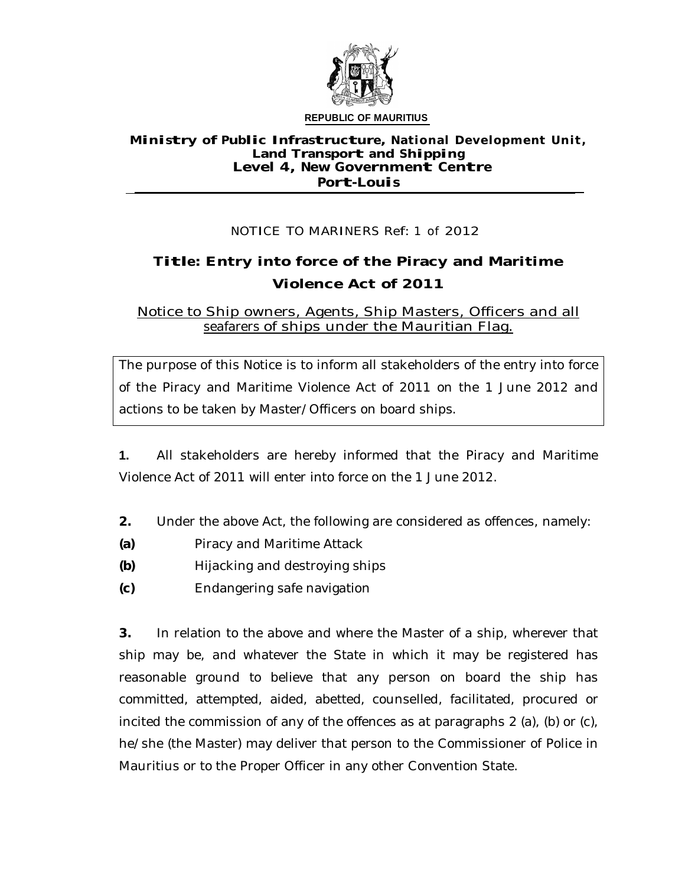**REPUBLIC OF MAURITIUS**

**Ministry of Public Infrastructure, National Development Unit, Land Transport and Shipping**
**Level 4, New Government Centre**
**Port-Louis**

NOTICE TO MARINERS Ref: 1 of 2012

# Title: Entry into force of the Piracy and Maritime Violence Act of 2011

Notice to Ship owners, Agents, Ship Masters, Officers and all seafarers of ships under the Mauritian Flag.

The purpose of this Notice is to inform all stakeholders of the entry into force of the Piracy and Maritime Violence Act of 2011 on the 1 June 2012 and actions to be taken by Master/Officers on board ships.

**1.** All stakeholders are hereby informed that the Piracy and Maritime Violence Act of 2011 will enter into force on the 1 June 2012.

**2.** Under the above Act, the following are considered as offences, namely:

**(a)** Piracy and Maritime Attack

**(b)** Hijacking and destroying ships

**(c)** Endangering safe navigation

**3.** In relation to the above and where the Master of a ship, wherever that ship may be, and whatever the State in which it may be registered has reasonable ground to believe that any person on board the ship has committed, attempted, aided, abetted, counselled, facilitated, procured or incited the commission of any of the offences as at paragraphs 2 (a), (b) or (c), he/she (the Master) may deliver that person to the Commissioner of Police in Mauritius or to the Proper Officer in any other Convention State.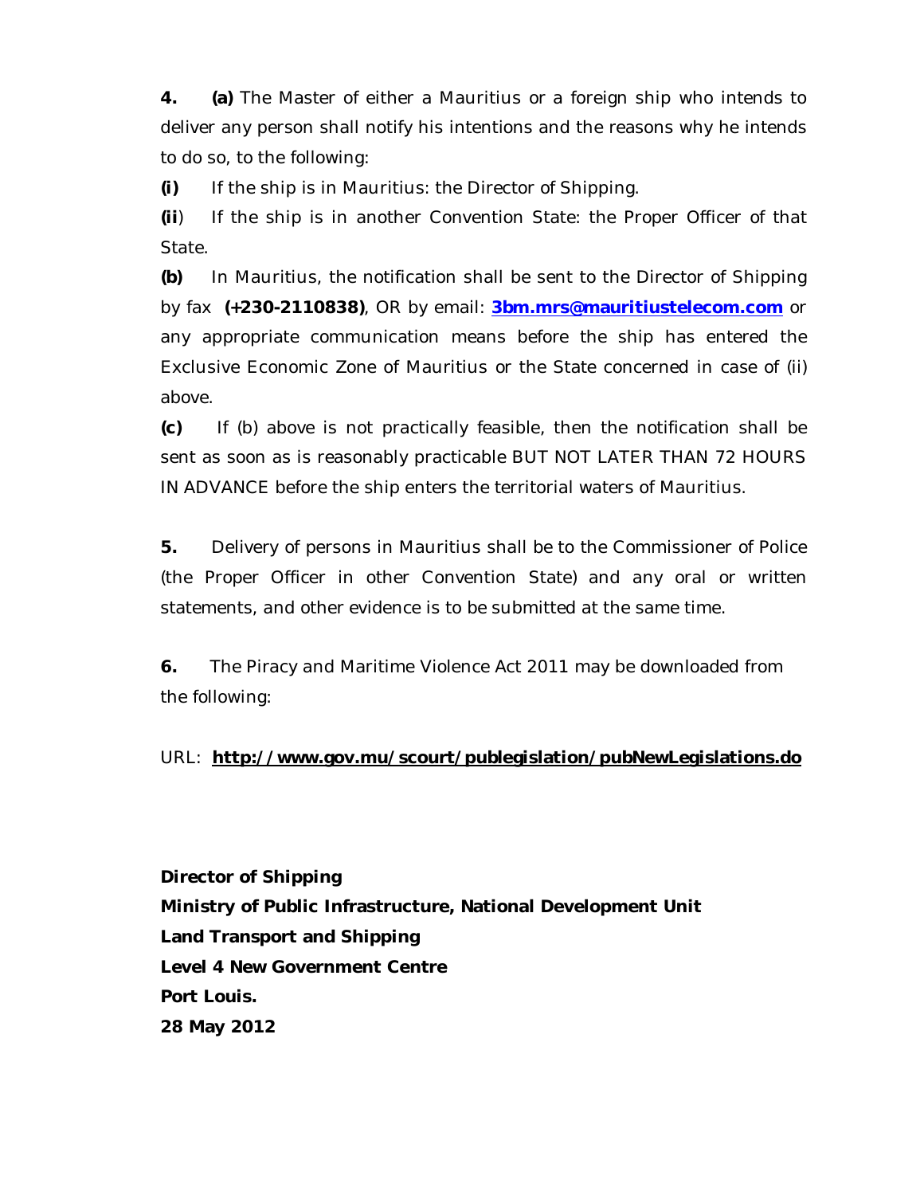**4.** **(a)** The Master of either a Mauritius or a foreign ship who intends to deliver any person shall notify his intentions and the reasons why he intends to do so, to the following:

**(i)** If the ship is in Mauritius: the Director of Shipping.

**(ii)** If the ship is in another Convention State: the Proper Officer of that State.

**(b)** In Mauritius, the notification shall be sent to the Director of Shipping by fax **(+230-2110838)**, OR by email: **3bm.mrs@mauritiustelecom.com** or any appropriate communication means before the ship has entered the Exclusive Economic Zone of Mauritius or the State concerned in case of (ii) above.

**(c)** If (b) above is not practically feasible, then the notification shall be sent as soon as is reasonably practicable BUT NOT LATER THAN 72 HOURS IN ADVANCE before the ship enters the territorial waters of Mauritius.

**5.** Delivery of persons in Mauritius shall be to the Commissioner of Police (the Proper Officer in other Convention State) and any oral or written statements, and other evidence is to be submitted at the same time.

**6.** The Piracy and Maritime Violence Act 2011 may be downloaded from the following:

URL: **http://www.gov.mu/scourt/publegislation/pubNewLegislations.do**

**Director of Shipping**
**Ministry of Public Infrastructure, National Development Unit**
**Land Transport and Shipping**
**Level 4 New Government Centre**
**Port Louis.**
**28 May 2012**